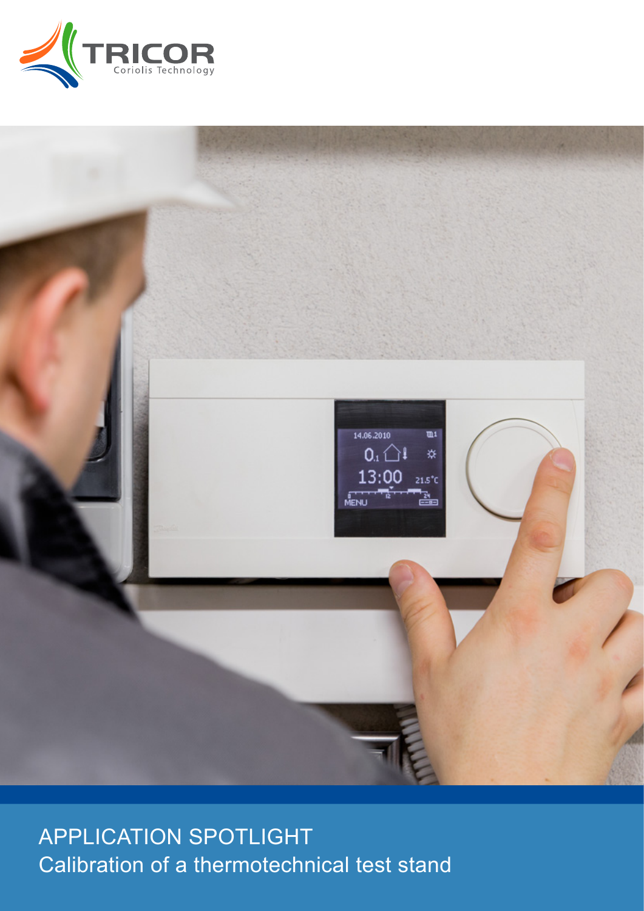TRICOR
Coriolis Technology

APPLICATION SPOTLIGHT

Calibration of a thermotechnical test stand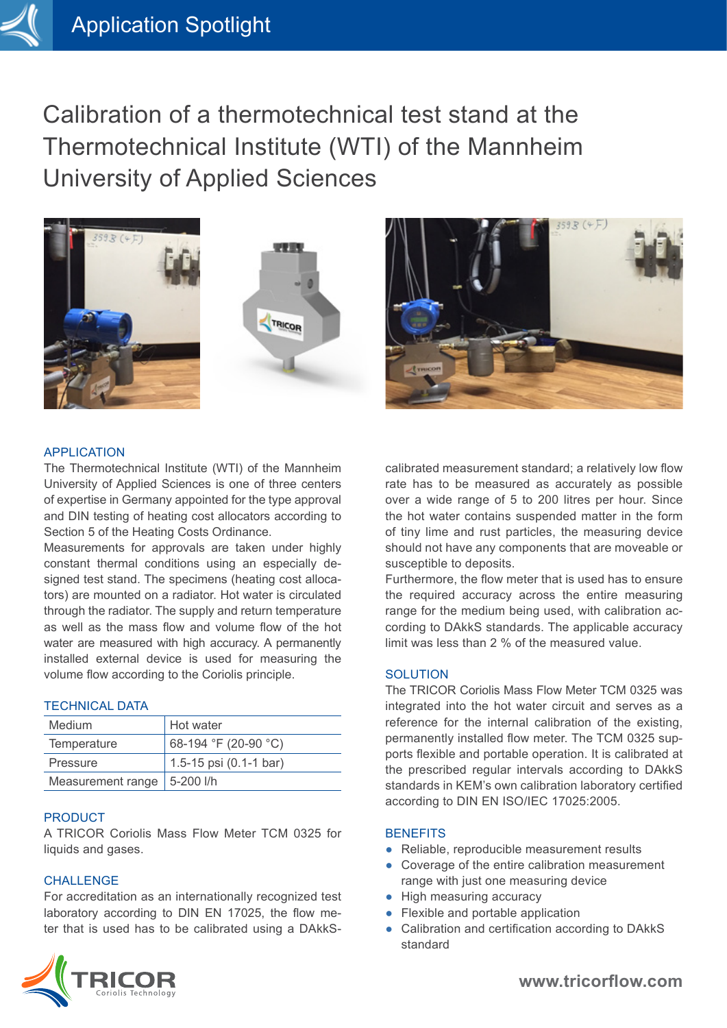# Calibration of a thermotechnical test stand at the Thermotechnical Institute (WTI) of the Mannheim University of Applied Sciences

## APPLICATION

The Thermotechnical Institute (WTI) of the Mannheim University of Applied Sciences is one of three centers of expertise in Germany appointed for the type approval and DIN testing of heating cost allocators according to Section 5 of the Heating Costs Ordinance.

Measurements for approvals are taken under highly constant thermal conditions using an especially designed test stand. The specimens (heating cost allocators) are mounted on a radiator. Hot water is circulated through the radiator. The supply and return temperature as well as the mass flow and volume flow of the hot water are measured with high accuracy. A permanently installed external device is used for measuring the volume flow according to the Coriolis principle.

## TECHNICAL DATA

| | |
|---|---|
| Medium | Hot water |
| Temperature | 68-194 °F (20-90 °C) |
| Pressure | 1.5-15 psi (0.1-1 bar) |
| Measurement range | 5-200 l/h |

## PRODUCT

A TRICOR Coriolis Mass Flow Meter TCM 0325 for liquids and gases.

## CHALLENGE

For accreditation as an internationally recognized test laboratory according to DIN EN 17025, the flow meter that is used has to be calibrated using a DAkkS-calibrated measurement standard; a relatively low flow rate has to be measured as accurately as possible over a wide range of 5 to 200 litres per hour. Since the hot water contains suspended matter in the form of tiny lime and rust particles, the measuring device should not have any components that are moveable or susceptible to deposits.

Furthermore, the flow meter that is used has to ensure the required accuracy across the entire measuring range for the medium being used, with calibration according to DAkkS standards. The applicable accuracy limit was less than 2 % of the measured value.

## SOLUTION

The TRICOR Coriolis Mass Flow Meter TCM 0325 was integrated into the hot water circuit and serves as a reference for the internal calibration of the existing, permanently installed flow meter. The TCM 0325 supports flexible and portable operation. It is calibrated at the prescribed regular intervals according to DAkkS standards in KEM's own calibration laboratory certified according to DIN EN ISO/IEC 17025:2005.

## BENEFITS

- Reliable, reproducible measurement results
- Coverage of the entire calibration measurement range with just one measuring device
- High measuring accuracy
- Flexible and portable application
- Calibration and certification according to DAkkS standard

TRICOR Coriolis Technology

www.tricorflow.com